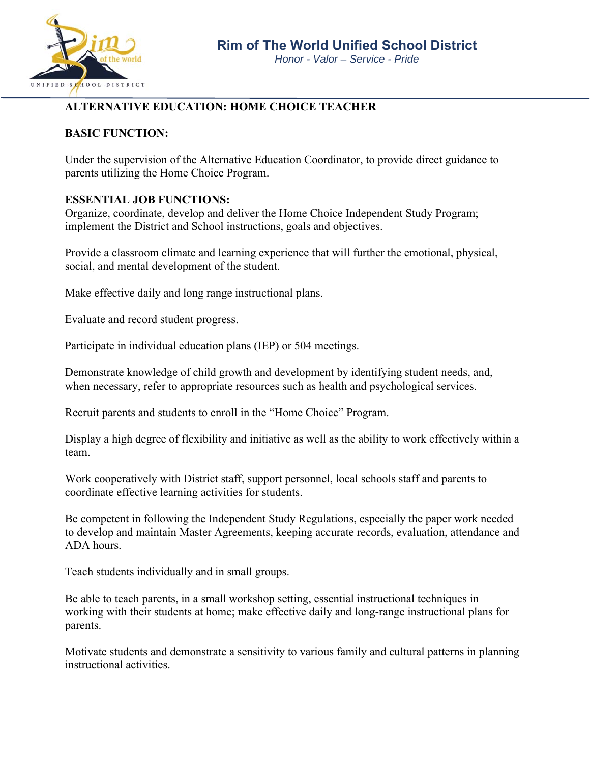# Rim of The World Unified School District

*Honor - Valor – Service - Pride*

## ALTERNATIVE EDUCATION: HOME CHOICE TEACHER

### BASIC FUNCTION:

Under the supervision of the Alternative Education Coordinator, to provide direct guidance to parents utilizing the Home Choice Program.

### ESSENTIAL JOB FUNCTIONS:

Organize, coordinate, develop and deliver the Home Choice Independent Study Program; implement the District and School instructions, goals and objectives.

Provide a classroom climate and learning experience that will further the emotional, physical, social, and mental development of the student.

Make effective daily and long range instructional plans.

Evaluate and record student progress.

Participate in individual education plans (IEP) or 504 meetings.

Demonstrate knowledge of child growth and development by identifying student needs, and, when necessary, refer to appropriate resources such as health and psychological services.

Recruit parents and students to enroll in the "Home Choice" Program.

Display a high degree of flexibility and initiative as well as the ability to work effectively within a team.

Work cooperatively with District staff, support personnel, local schools staff and parents to coordinate effective learning activities for students.

Be competent in following the Independent Study Regulations, especially the paper work needed to develop and maintain Master Agreements, keeping accurate records, evaluation, attendance and ADA hours.

Teach students individually and in small groups.

Be able to teach parents, in a small workshop setting, essential instructional techniques in working with their students at home; make effective daily and long-range instructional plans for parents.

Motivate students and demonstrate a sensitivity to various family and cultural patterns in planning instructional activities.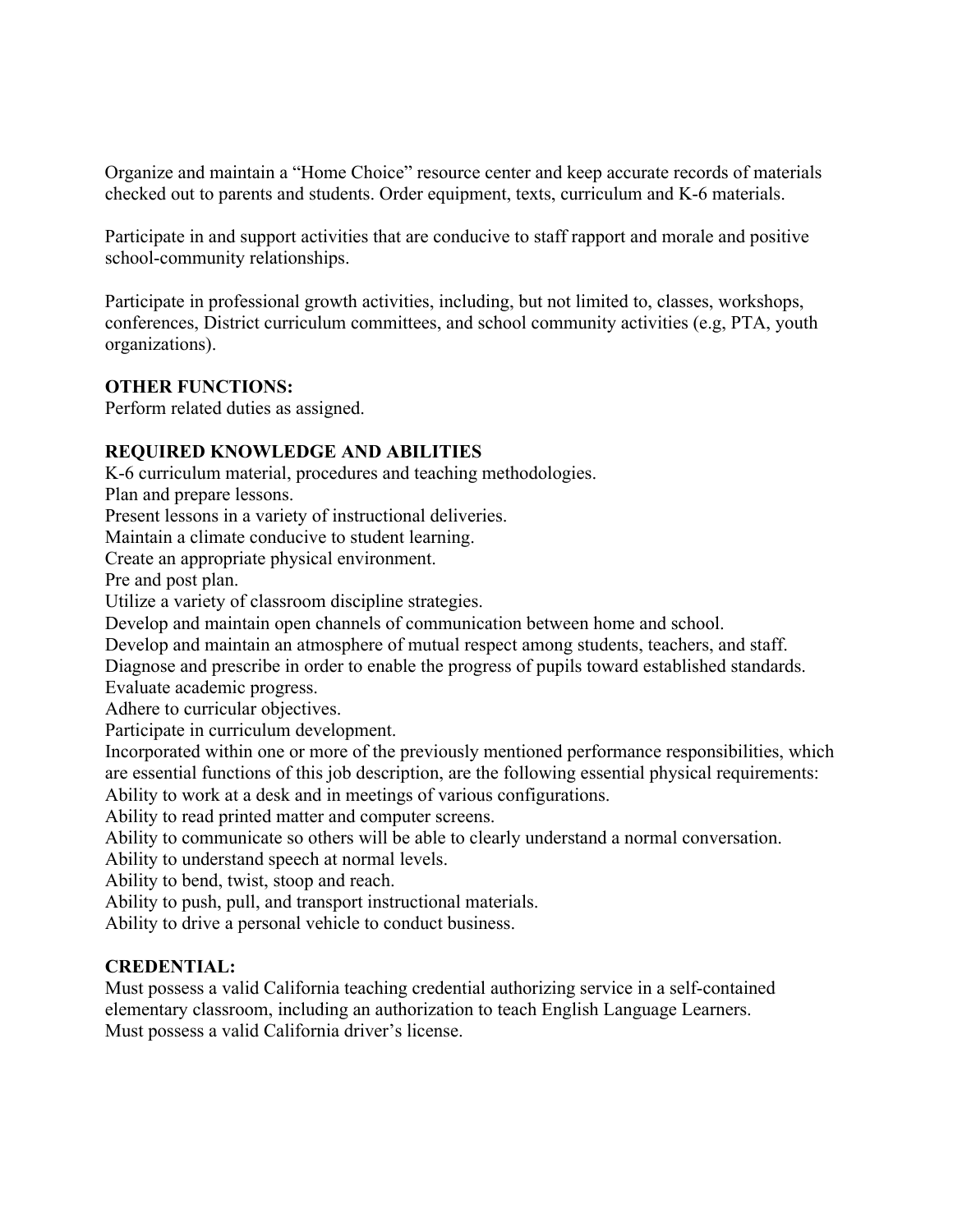Organize and maintain a "Home Choice" resource center and keep accurate records of materials checked out to parents and students. Order equipment, texts, curriculum and K-6 materials.

Participate in and support activities that are conducive to staff rapport and morale and positive school-community relationships.

Participate in professional growth activities, including, but not limited to, classes, workshops, conferences, District curriculum committees, and school community activities (e.g, PTA, youth organizations).

**OTHER FUNCTIONS:**

Perform related duties as assigned.

**REQUIRED KNOWLEDGE AND ABILITIES**

K-6 curriculum material, procedures and teaching methodologies.
Plan and prepare lessons.
Present lessons in a variety of instructional deliveries.
Maintain a climate conducive to student learning.
Create an appropriate physical environment.
Pre and post plan.
Utilize a variety of classroom discipline strategies.
Develop and maintain open channels of communication between home and school.
Develop and maintain an atmosphere of mutual respect among students, teachers, and staff.
Diagnose and prescribe in order to enable the progress of pupils toward established standards.
Evaluate academic progress.
Adhere to curricular objectives.
Participate in curriculum development.
Incorporated within one or more of the previously mentioned performance responsibilities, which are essential functions of this job description, are the following essential physical requirements:
Ability to work at a desk and in meetings of various configurations.
Ability to read printed matter and computer screens.
Ability to communicate so others will be able to clearly understand a normal conversation.
Ability to understand speech at normal levels.
Ability to bend, twist, stoop and reach.
Ability to push, pull, and transport instructional materials.
Ability to drive a personal vehicle to conduct business.

**CREDENTIAL:**

Must possess a valid California teaching credential authorizing service in a self-contained elementary classroom, including an authorization to teach English Language Learners.
Must possess a valid California driver's license.